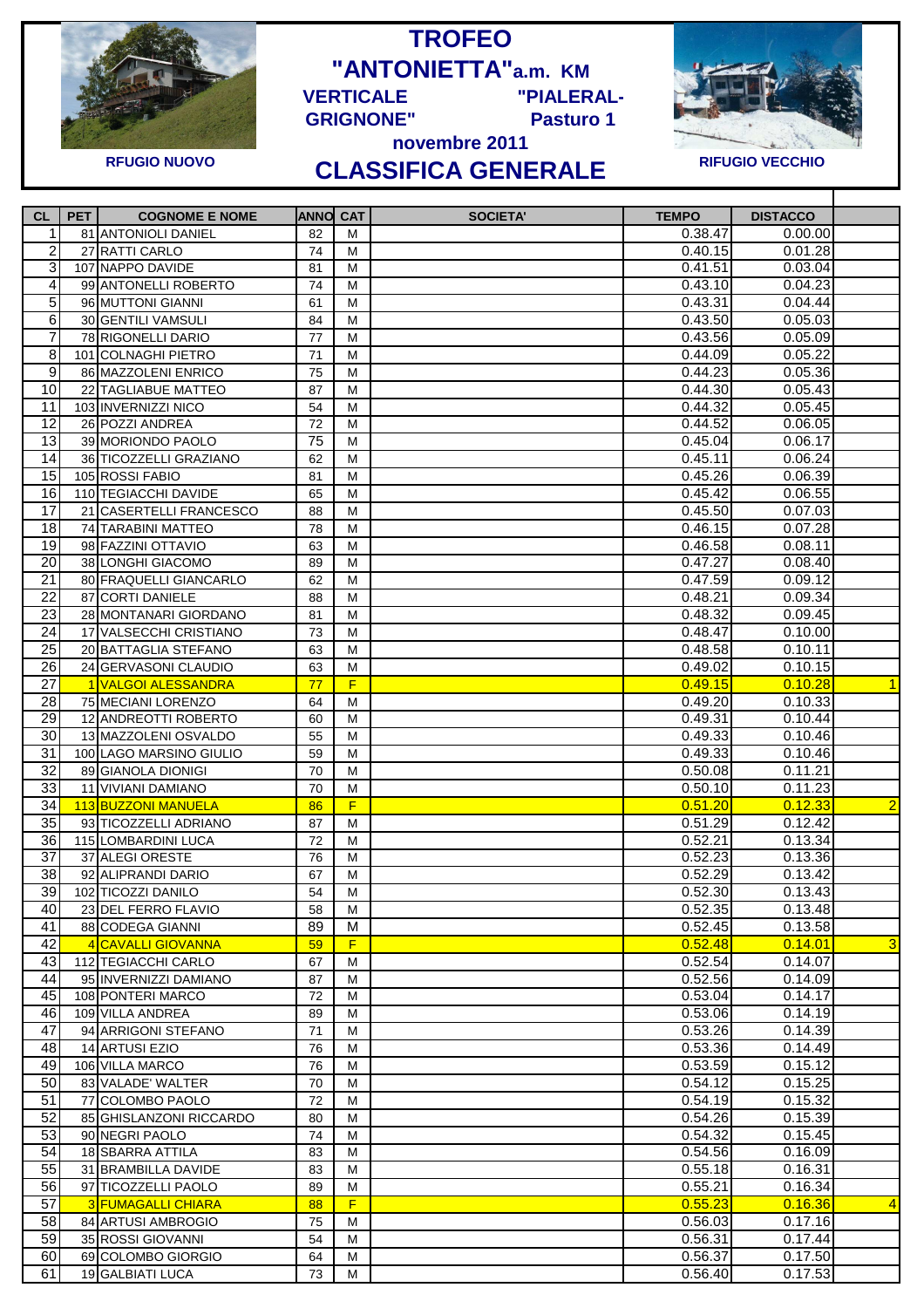# TROFEO "ANTONIETTA" a.m. KM VERTICALE "PIALERAL-GRIGNONE" Pasturo 1 novembre 2011

RFUGIO NUOVO

RIFUGIO VECCHIO

## CLASSIFICA GENERALE

| CL | PET | COGNOME E NOME | ANNO | CAT | SOCIETA' | TEMPO | DISTACCO | |
|---|---|---|---|---|---|---|---|---|
| 1 | 81 | ANTONIOLI DANIEL | 82 | M | | 0.38.47 | 0.00.00 | |
| 2 | 27 | RATTI CARLO | 74 | M | | 0.40.15 | 0.01.28 | |
| 3 | 107 | NAPPO DAVIDE | 81 | M | | 0.41.51 | 0.03.04 | |
| 4 | 99 | ANTONELLI ROBERTO | 74 | M | | 0.43.10 | 0.04.23 | |
| 5 | 96 | MUTTONI GIANNI | 61 | M | | 0.43.31 | 0.04.44 | |
| 6 | 30 | GENTILI VAMSULI | 84 | M | | 0.43.50 | 0.05.03 | |
| 7 | 78 | RIGONELLI DARIO | 77 | M | | 0.43.56 | 0.05.09 | |
| 8 | 101 | COLNAGHI PIETRO | 71 | M | | 0.44.09 | 0.05.22 | |
| 9 | 86 | MAZZOLENI ENRICO | 75 | M | | 0.44.23 | 0.05.36 | |
| 10 | 22 | TAGLIABUE MATTEO | 87 | M | | 0.44.30 | 0.05.43 | |
| 11 | 103 | INVERNIZZI NICO | 54 | M | | 0.44.32 | 0.05.45 | |
| 12 | 26 | POZZI ANDREA | 72 | M | | 0.44.52 | 0.06.05 | |
| 13 | 39 | MORIONDO PAOLO | 75 | M | | 0.45.04 | 0.06.17 | |
| 14 | 36 | TICOZZELLI GRAZIANO | 62 | M | | 0.45.11 | 0.06.24 | |
| 15 | 105 | ROSSI FABIO | 81 | M | | 0.45.26 | 0.06.39 | |
| 16 | 110 | TEGIACCHI DAVIDE | 65 | M | | 0.45.42 | 0.06.55 | |
| 17 | 21 | CASERTELLI FRANCESCO | 88 | M | | 0.45.50 | 0.07.03 | |
| 18 | 74 | TARABINI MATTEO | 78 | M | | 0.46.15 | 0.07.28 | |
| 19 | 98 | FAZZINI OTTAVIO | 63 | M | | 0.46.58 | 0.08.11 | |
| 20 | 38 | LONGHI GIACOMO | 89 | M | | 0.47.27 | 0.08.40 | |
| 21 | 80 | FRAQUELLI GIANCARLO | 62 | M | | 0.47.59 | 0.09.12 | |
| 22 | 87 | CORTI DANIELE | 88 | M | | 0.48.21 | 0.09.34 | |
| 23 | 28 | MONTANARI GIORDANO | 81 | M | | 0.48.32 | 0.09.45 | |
| 24 | 17 | VALSECCHI CRISTIANO | 73 | M | | 0.48.47 | 0.10.00 | |
| 25 | 20 | BATTAGLIA STEFANO | 63 | M | | 0.48.58 | 0.10.11 | |
| 26 | 24 | GERVASONI CLAUDIO | 63 | M | | 0.49.02 | 0.10.15 | |
| 27 | 1 | VALGOI ALESSANDRA | 77 | F | | 0.49.15 | 0.10.28 | 1 |
| 28 | 75 | MECIANI LORENZO | 64 | M | | 0.49.20 | 0.10.33 | |
| 29 | 12 | ANDREOTTI ROBERTO | 60 | M | | 0.49.31 | 0.10.44 | |
| 30 | 13 | MAZZOLENI OSVALDO | 55 | M | | 0.49.33 | 0.10.46 | |
| 31 | 100 | LAGO MARSINO GIULIO | 59 | M | | 0.49.33 | 0.10.46 | |
| 32 | 89 | GIANOLA DIONIGI | 70 | M | | 0.50.08 | 0.11.21 | |
| 33 | 11 | VIVIANI DAMIANO | 70 | M | | 0.50.10 | 0.11.23 | |
| 34 | 113 | BUZZONI MANUELA | 86 | F | | 0.51.20 | 0.12.33 | 2 |
| 35 | 93 | TICOZZELLI ADRIANO | 87 | M | | 0.51.29 | 0.12.42 | |
| 36 | 115 | LOMBARDINI LUCA | 72 | M | | 0.52.21 | 0.13.34 | |
| 37 | 37 | ALEGI ORESTE | 76 | M | | 0.52.23 | 0.13.36 | |
| 38 | 92 | ALIPRANDI DARIO | 67 | M | | 0.52.29 | 0.13.42 | |
| 39 | 102 | TICOZZI DANILO | 54 | M | | 0.52.30 | 0.13.43 | |
| 40 | 23 | DEL FERRO FLAVIO | 58 | M | | 0.52.35 | 0.13.48 | |
| 41 | 88 | CODEGA GIANNI | 89 | M | | 0.52.45 | 0.13.58 | |
| 42 | 4 | CAVALLI GIOVANNA | 59 | F | | 0.52.48 | 0.14.01 | 3 |
| 43 | 112 | TEGIACCHI CARLO | 67 | M | | 0.52.54 | 0.14.07 | |
| 44 | 95 | INVERNIZZI DAMIANO | 87 | M | | 0.52.56 | 0.14.09 | |
| 45 | 108 | PONTERI MARCO | 72 | M | | 0.53.04 | 0.14.17 | |
| 46 | 109 | VILLA ANDREA | 89 | M | | 0.53.06 | 0.14.19 | |
| 47 | 94 | ARRIGONI STEFANO | 71 | M | | 0.53.26 | 0.14.39 | |
| 48 | 14 | ARTUSI EZIO | 76 | M | | 0.53.36 | 0.14.49 | |
| 49 | 106 | VILLA MARCO | 76 | M | | 0.53.59 | 0.15.12 | |
| 50 | 83 | VALADE' WALTER | 70 | M | | 0.54.12 | 0.15.25 | |
| 51 | 77 | COLOMBO PAOLO | 72 | M | | 0.54.19 | 0.15.32 | |
| 52 | 85 | GHISLANZONI RICCARDO | 80 | M | | 0.54.26 | 0.15.39 | |
| 53 | 90 | NEGRI PAOLO | 74 | M | | 0.54.32 | 0.15.45 | |
| 54 | 18 | SBARRA ATTILA | 83 | M | | 0.54.56 | 0.16.09 | |
| 55 | 31 | BRAMBILLA DAVIDE | 83 | M | | 0.55.18 | 0.16.31 | |
| 56 | 97 | TICOZZELLI PAOLO | 89 | M | | 0.55.21 | 0.16.34 | |
| 57 | 3 | FUMAGALLI CHIARA | 88 | F | | 0.55.23 | 0.16.36 | 4 |
| 58 | 84 | ARTUSI AMBROGIO | 75 | M | | 0.56.03 | 0.17.16 | |
| 59 | 35 | ROSSI GIOVANNI | 54 | M | | 0.56.31 | 0.17.44 | |
| 60 | 69 | COLOMBO GIORGIO | 64 | M | | 0.56.37 | 0.17.50 | |
| 61 | 19 | GALBIATI LUCA | 73 | M | | 0.56.40 | 0.17.53 | |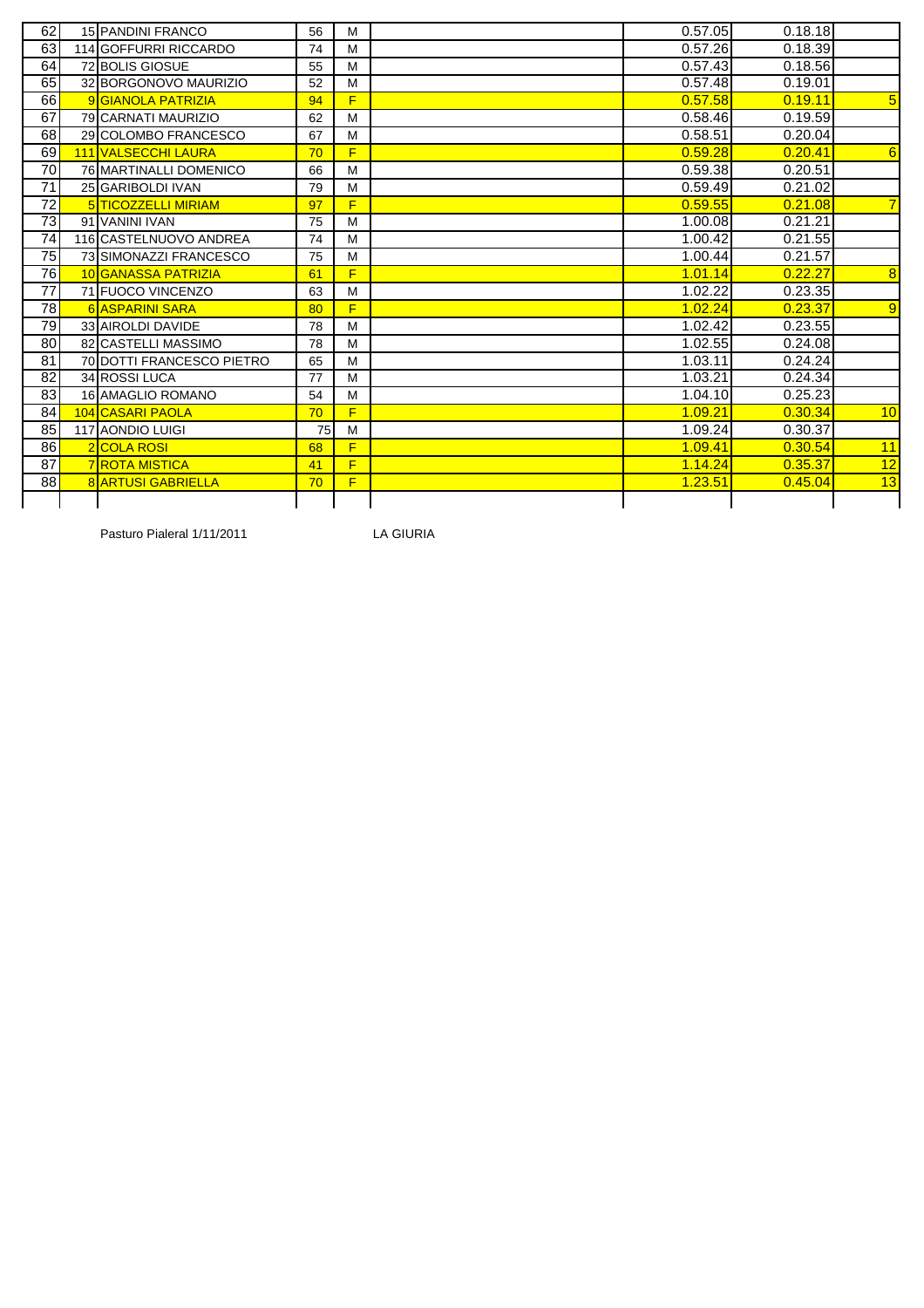| | | | | | | | | |
|---|---|---|---|---|---|---|---|---|
| 62 | 15 | PANDINI FRANCO | 56 | M | | 0.57.05 | 0.18.18 | |
| 63 | 114 | GOFFURRI RICCARDO | 74 | M | | 0.57.26 | 0.18.39 | |
| 64 | 72 | BOLIS GIOSUE | 55 | M | | 0.57.43 | 0.18.56 | |
| 65 | 32 | BORGONOVO MAURIZIO | 52 | M | | 0.57.48 | 0.19.01 | |
| 66 | 9 | GIANOLA PATRIZIA | 94 | F | | 0.57.58 | 0.19.11 | 5 |
| 67 | 79 | CARNATI MAURIZIO | 62 | M | | 0.58.46 | 0.19.59 | |
| 68 | 29 | COLOMBO FRANCESCO | 67 | M | | 0.58.51 | 0.20.04 | |
| 69 | 111 | VALSECCHI LAURA | 70 | F | | 0.59.28 | 0.20.41 | 6 |
| 70 | 76 | MARTINALLI DOMENICO | 66 | M | | 0.59.38 | 0.20.51 | |
| 71 | 25 | GARIBOLDI IVAN | 79 | M | | 0.59.49 | 0.21.02 | |
| 72 | 5 | TICOZZELLI MIRIAM | 97 | F | | 0.59.55 | 0.21.08 | 7 |
| 73 | 91 | VANINI IVAN | 75 | M | | 1.00.08 | 0.21.21 | |
| 74 | 116 | CASTELNUOVO ANDREA | 74 | M | | 1.00.42 | 0.21.55 | |
| 75 | 73 | SIMONAZZI FRANCESCO | 75 | M | | 1.00.44 | 0.21.57 | |
| 76 | 10 | GANASSA PATRIZIA | 61 | F | | 1.01.14 | 0.22.27 | 8 |
| 77 | 71 | FUOCO VINCENZO | 63 | M | | 1.02.22 | 0.23.35 | |
| 78 | 6 | ASPARINI SARA | 80 | F | | 1.02.24 | 0.23.37 | 9 |
| 79 | 33 | AIROLDI DAVIDE | 78 | M | | 1.02.42 | 0.23.55 | |
| 80 | 82 | CASTELLI MASSIMO | 78 | M | | 1.02.55 | 0.24.08 | |
| 81 | 70 | DOTTI FRANCESCO PIETRO | 65 | M | | 1.03.11 | 0.24.24 | |
| 82 | 34 | ROSSI LUCA | 77 | M | | 1.03.21 | 0.24.34 | |
| 83 | 16 | AMAGLIO ROMANO | 54 | M | | 1.04.10 | 0.25.23 | |
| 84 | 104 | CASARI PAOLA | 70 | F | | 1.09.21 | 0.30.34 | 10 |
| 85 | 117 | AONDIO LUIGI | 75 | M | | 1.09.24 | 0.30.37 | |
| 86 | 2 | COLA ROSI | 68 | F | | 1.09.41 | 0.30.54 | 11 |
| 87 | 7 | ROTA MISTICA | 41 | F | | 1.14.24 | 0.35.37 | 12 |
| 88 | 8 | ARTUSI GABRIELLA | 70 | F | | 1.23.51 | 0.45.04 | 13 |

Pasturo Pialeral 1/11/2011 LA GIURIA